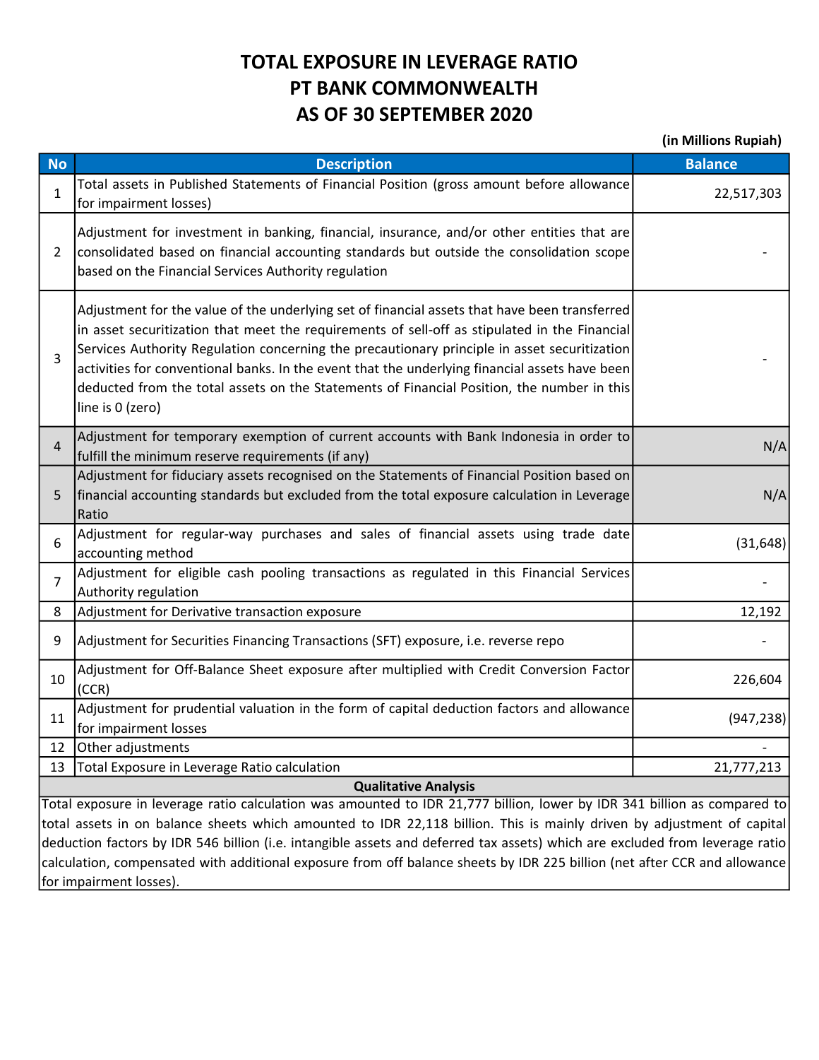# TOTAL EXPOSURE IN LEVERAGE RATIO
# PT BANK COMMONWEALTH
# AS OF 30 SEPTEMBER 2020

**(in Millions Rupiah)**

| No | Description | Balance |
|---|---|---|
| 1 | Total assets in Published Statements of Financial Position (gross amount before allowance for impairment losses) | 22,517,303 |
| 2 | Adjustment for investment in banking, financial, insurance, and/or other entities that are consolidated based on financial accounting standards but outside the consolidation scope based on the Financial Services Authority regulation | - |
| 3 | Adjustment for the value of the underlying set of financial assets that have been transferred in asset securitization that meet the requirements of sell-off as stipulated in the Financial Services Authority Regulation concerning the precautionary principle in asset securitization activities for conventional banks. In the event that the underlying financial assets have been deducted from the total assets on the Statements of Financial Position, the number in this line is 0 (zero) | - |
| 4 | Adjustment for temporary exemption of current accounts with Bank Indonesia in order to fulfill the minimum reserve requirements (if any) | N/A |
| 5 | Adjustment for fiduciary assets recognised on the Statements of Financial Position based on financial accounting standards but excluded from the total exposure calculation in Leverage Ratio | N/A |
| 6 | Adjustment for regular-way purchases and sales of financial assets using trade date accounting method | (31,648) |
| 7 | Adjustment for eligible cash pooling transactions as regulated in this Financial Services Authority regulation | - |
| 8 | Adjustment for Derivative transaction exposure | 12,192 |
| 9 | Adjustment for Securities Financing Transactions (SFT) exposure, i.e. reverse repo | - |
| 10 | Adjustment for Off-Balance Sheet exposure after multiplied with Credit Conversion Factor (CCR) | 226,604 |
| 11 | Adjustment for prudential valuation in the form of capital deduction factors and allowance for impairment losses | (947,238) |
| 12 | Other adjustments | - |
| 13 | Total Exposure in Leverage Ratio calculation | 21,777,213 |

**Qualitative Analysis**

Total exposure in leverage ratio calculation was amounted to IDR 21,777 billion, lower by IDR 341 billion as compared to total assets in on balance sheets which amounted to IDR 22,118 billion. This is mainly driven by adjustment of capital deduction factors by IDR 546 billion (i.e. intangible assets and deferred tax assets) which are excluded from leverage ratio calculation, compensated with additional exposure from off balance sheets by IDR 225 billion (net after CCR and allowance for impairment losses).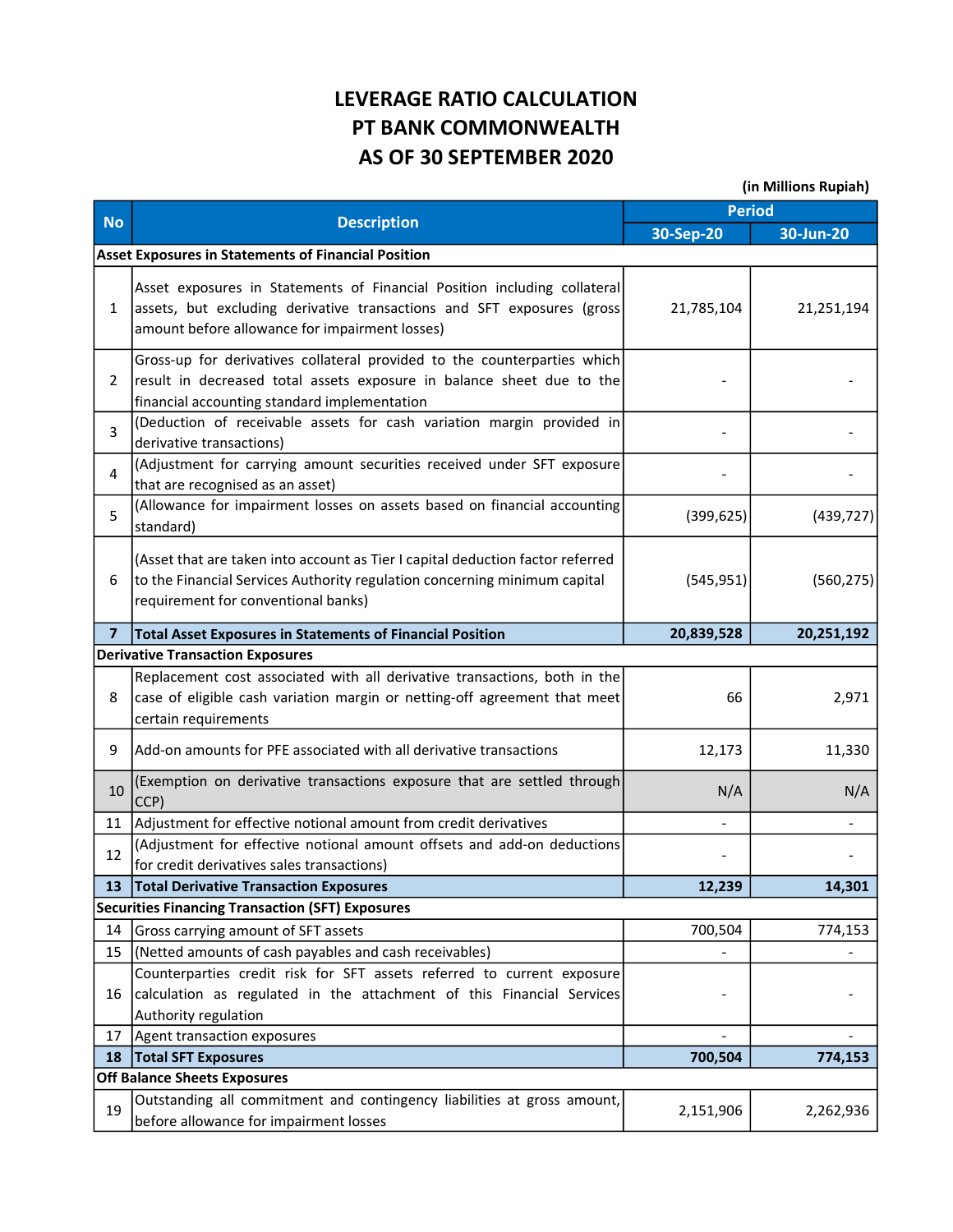# LEVERAGE RATIO CALCULATION
# PT BANK COMMONWEALTH
# AS OF 30 SEPTEMBER 2020

(in Millions Rupiah)

| No | Description | Period | |
|---|---|---|---|
| | | 30-Sep-20 | 30-Jun-20 |
| **Asset Exposures in Statements of Financial Position** | | | |
| 1 | Asset exposures in Statements of Financial Position including collateral assets, but excluding derivative transactions and SFT exposures (gross amount before allowance for impairment losses) | 21,785,104 | 21,251,194 |
| 2 | Gross-up for derivatives collateral provided to the counterparties which result in decreased total assets exposure in balance sheet due to the financial accounting standard implementation | - | - |
| 3 | (Deduction of receivable assets for cash variation margin provided in derivative transactions) | - | - |
| 4 | (Adjustment for carrying amount securities received under SFT exposure that are recognised as an asset) | - | - |
| 5 | (Allowance for impairment losses on assets based on financial accounting standard) | (399,625) | (439,727) |
| 6 | (Asset that are taken into account as Tier I capital deduction factor referred to the Financial Services Authority regulation concerning minimum capital requirement for conventional banks) | (545,951) | (560,275) |
| **7** | **Total Asset Exposures in Statements of Financial Position** | **20,839,528** | **20,251,192** |
| **Derivative Transaction Exposures** | | | |
| 8 | Replacement cost associated with all derivative transactions, both in the case of eligible cash variation margin or netting-off agreement that meet certain requirements | 66 | 2,971 |
| 9 | Add-on amounts for PFE associated with all derivative transactions | 12,173 | 11,330 |
| 10 | (Exemption on derivative transactions exposure that are settled through CCP) | N/A | N/A |
| 11 | Adjustment for effective notional amount from credit derivatives | - | - |
| 12 | (Adjustment for effective notional amount offsets and add-on deductions for credit derivatives sales transactions) | - | - |
| **13** | **Total Derivative Transaction Exposures** | **12,239** | **14,301** |
| **Securities Financing Transaction (SFT) Exposures** | | | |
| 14 | Gross carrying amount of SFT assets | 700,504 | 774,153 |
| 15 | (Netted amounts of cash payables and cash receivables) | - | - |
| 16 | Counterparties credit risk for SFT assets referred to current exposure calculation as regulated in the attachment of this Financial Services Authority regulation | - | - |
| 17 | Agent transaction exposures | - | - |
| **18** | **Total SFT Exposures** | **700,504** | **774,153** |
| **Off Balance Sheets Exposures** | | | |
| 19 | Outstanding all commitment and contingency liabilities at gross amount, before allowance for impairment losses | 2,151,906 | 2,262,936 |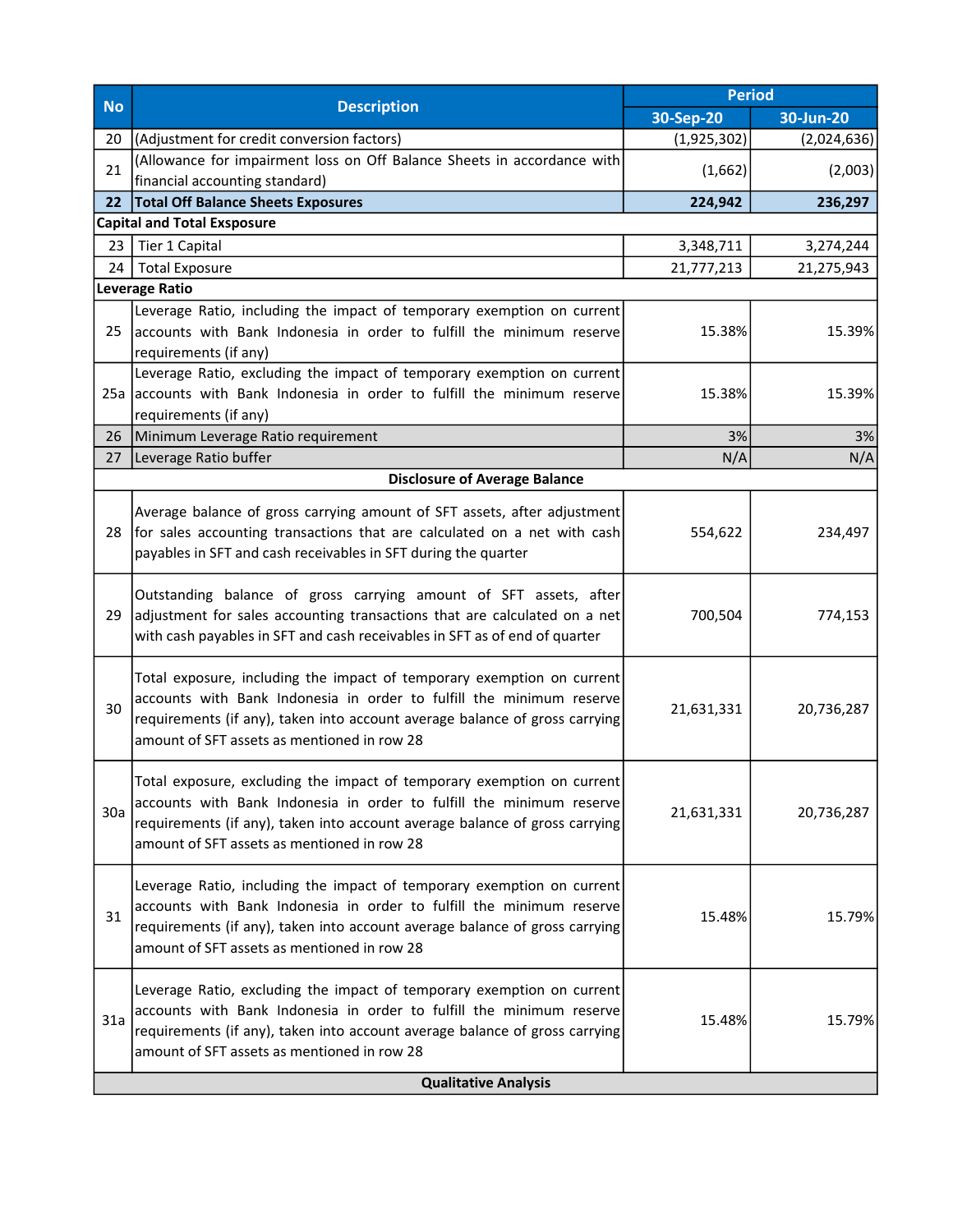| No | Description | Period | |
|---|---|---|---|
| | | 30-Sep-20 | 30-Jun-20 |
| 20 | (Adjustment for credit conversion factors) | (1,925,302) | (2,024,636) |
| 21 | (Allowance for impairment loss on Off Balance Sheets in accordance with financial accounting standard) | (1,662) | (2,003) |
| **22** | **Total Off Balance Sheets Exposures** | **224,942** | **236,297** |
| **Capital and Total Exsposure** | | | |
| 23 | Tier 1 Capital | 3,348,711 | 3,274,244 |
| 24 | Total Exposure | 21,777,213 | 21,275,943 |
| **Leverage Ratio** | | | |
| 25 | Leverage Ratio, including the impact of temporary exemption on current accounts with Bank Indonesia in order to fulfill the minimum reserve requirements (if any) | 15.38% | 15.39% |
| 25a | Leverage Ratio, excluding the impact of temporary exemption on current accounts with Bank Indonesia in order to fulfill the minimum reserve requirements (if any) | 15.38% | 15.39% |
| 26 | Minimum Leverage Ratio requirement | 3% | 3% |
| 27 | Leverage Ratio buffer | N/A | N/A |
| **Disclosure of Average Balance** | | | |
| 28 | Average balance of gross carrying amount of SFT assets, after adjustment for sales accounting transactions that are calculated on a net with cash payables in SFT and cash receivables in SFT during the quarter | 554,622 | 234,497 |
| 29 | Outstanding balance of gross carrying amount of SFT assets, after adjustment for sales accounting transactions that are calculated on a net with cash payables in SFT and cash receivables in SFT as of end of quarter | 700,504 | 774,153 |
| 30 | Total exposure, including the impact of temporary exemption on current accounts with Bank Indonesia in order to fulfill the minimum reserve requirements (if any), taken into account average balance of gross carrying amount of SFT assets as mentioned in row 28 | 21,631,331 | 20,736,287 |
| 30a | Total exposure, excluding the impact of temporary exemption on current accounts with Bank Indonesia in order to fulfill the minimum reserve requirements (if any), taken into account average balance of gross carrying amount of SFT assets as mentioned in row 28 | 21,631,331 | 20,736,287 |
| 31 | Leverage Ratio, including the impact of temporary exemption on current accounts with Bank Indonesia in order to fulfill the minimum reserve requirements (if any), taken into account average balance of gross carrying amount of SFT assets as mentioned in row 28 | 15.48% | 15.79% |
| 31a | Leverage Ratio, excluding the impact of temporary exemption on current accounts with Bank Indonesia in order to fulfill the minimum reserve requirements (if any), taken into account average balance of gross carrying amount of SFT assets as mentioned in row 28 | 15.48% | 15.79% |
| **Qualitative Analysis** | | | |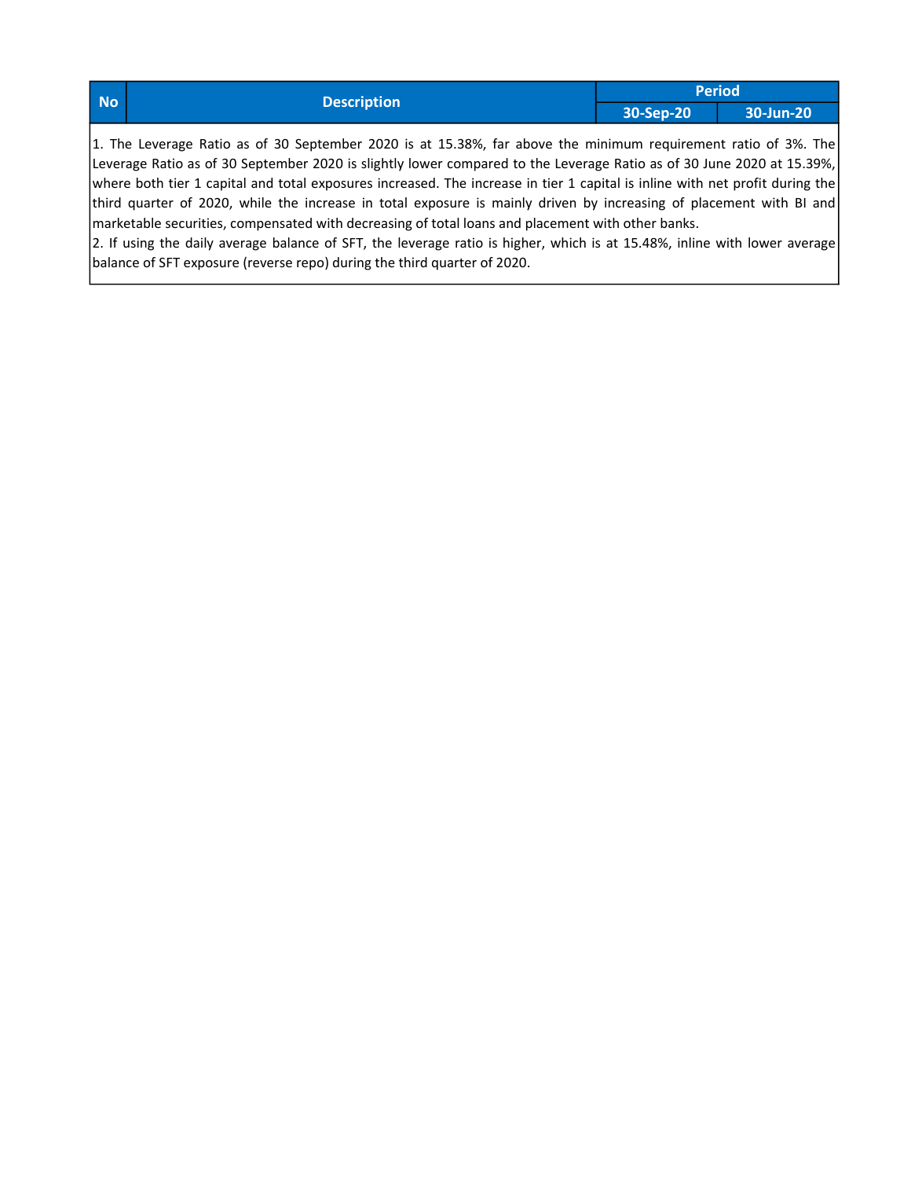| No | Description | Period | |
| --- | --- | --- | --- |
| | | 30-Sep-20 | 30-Jun-20 |

1. The Leverage Ratio as of 30 September 2020 is at 15.38%, far above the minimum requirement ratio of 3%. The Leverage Ratio as of 30 September 2020 is slightly lower compared to the Leverage Ratio as of 30 June 2020 at 15.39%, where both tier 1 capital and total exposures increased. The increase in tier 1 capital is inline with net profit during the third quarter of 2020, while the increase in total exposure is mainly driven by increasing of placement with BI and marketable securities, compensated with decreasing of total loans and placement with other banks.
2. If using the daily average balance of SFT, the leverage ratio is higher, which is at 15.48%, inline with lower average balance of SFT exposure (reverse repo) during the third quarter of 2020.